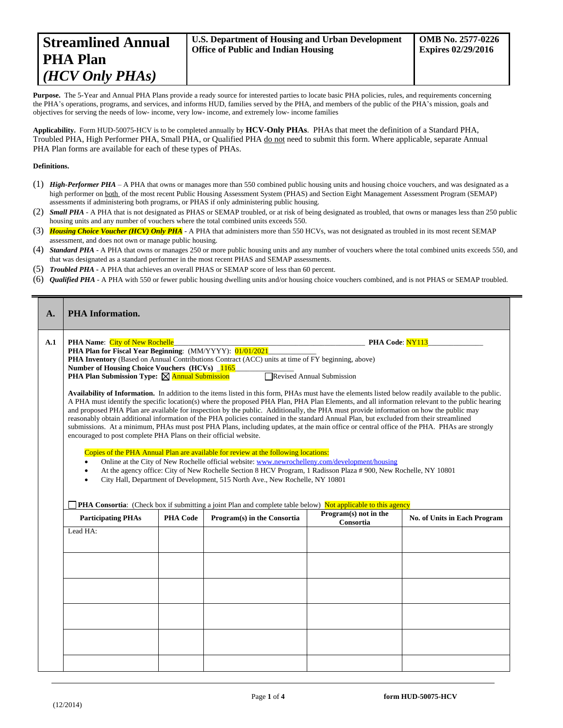| **Streamlined Annual PHA Plan** *(HCV Only PHAs)* | **U.S. Department of Housing and Urban Development Office of Public and Indian Housing** | **OMB No. 2577-0226 Expires 02/29/2016** |
|---|---|---|

**Purpose.** The 5-Year and Annual PHA Plans provide a ready source for interested parties to locate basic PHA policies, rules, and requirements concerning the PHA's operations, programs, and services, and informs HUD, families served by the PHA, and members of the public of the PHA's mission, goals and objectives for serving the needs of low- income, very low- income, and extremely low- income families

**Applicability.** Form HUD-50075-HCV is to be completed annually by **HCV-Only PHAs**. PHAs that meet the definition of a Standard PHA, Troubled PHA, High Performer PHA, Small PHA, or Qualified PHA do not need to submit this form. Where applicable, separate Annual PHA Plan forms are available for each of these types of PHAs.

**Definitions.**

(1) ***High-Performer PHA*** – A PHA that owns or manages more than 550 combined public housing units and housing choice vouchers, and was designated as a high performer on both of the most recent Public Housing Assessment System (PHAS) and Section Eight Management Assessment Program (SEMAP) assessments if administering both programs, or PHAS if only administering public housing.
(2) ***Small PHA*** - A PHA that is not designated as PHAS or SEMAP troubled, or at risk of being designated as troubled, that owns or manages less than 250 public housing units and any number of vouchers where the total combined units exceeds 550.
(3) ***Housing Choice Voucher (HCV) Only PHA*** - A PHA that administers more than 550 HCVs, was not designated as troubled in its most recent SEMAP assessment, and does not own or manage public housing.
(4) ***Standard PHA*** - A PHA that owns or manages 250 or more public housing units and any number of vouchers where the total combined units exceeds 550, and that was designated as a standard performer in the most recent PHAS and SEMAP assessments.
(5) ***Troubled PHA*** - A PHA that achieves an overall PHAS or SEMAP score of less than 60 percent.
(6) ***Qualified PHA*** - A PHA with 550 or fewer public housing dwelling units and/or housing choice vouchers combined, and is not PHAS or SEMAP troubled.

## A. PHA Information.

**A.1**

**PHA Name**: City of New Rochelle **PHA Code**: NY113
**PHA Plan for Fiscal Year Beginning**: (MM/YYYY): 01/01/2021
**PHA Inventory** (Based on Annual Contributions Contract (ACC) units at time of FY beginning, above)
**Number of Housing Choice Vouchers (HCVs)** 1165
**PHA Plan Submission Type:** ☒ Annual Submission ☐ Revised Annual Submission

**Availability of Information.** In addition to the items listed in this form, PHAs must have the elements listed below readily available to the public. A PHA must identify the specific location(s) where the proposed PHA Plan, PHA Plan Elements, and all information relevant to the public hearing and proposed PHA Plan are available for inspection by the public. Additionally, the PHA must provide information on how the public may reasonably obtain additional information of the PHA policies contained in the standard Annual Plan, but excluded from their streamlined submissions. At a minimum, PHAs must post PHA Plans, including updates, at the main office or central office of the PHA. PHAs are strongly encouraged to post complete PHA Plans on their official website.

Copies of the PHA Annual Plan are available for review at the following locations:

- Online at the City of New Rochelle official website: www.newrochelleny.com/development/housing
- At the agency office: City of New Rochelle Section 8 HCV Program, 1 Radisson Plaza # 900, New Rochelle, NY 10801
- City Hall, Department of Development, 515 North Ave., New Rochelle, NY 10801

☐ **PHA Consortia**: (Check box if submitting a joint Plan and complete table below) Not applicable to this agency

| Participating PHAs | PHA Code | Program(s) in the Consortia | Program(s) not in the Consortia | No. of Units in Each Program |
|---|---|---|---|---|
| Lead HA: | | | | |
| | | | | |
| | | | | |
| | | | | |
| | | | | |
| | | | | |

(12/2014)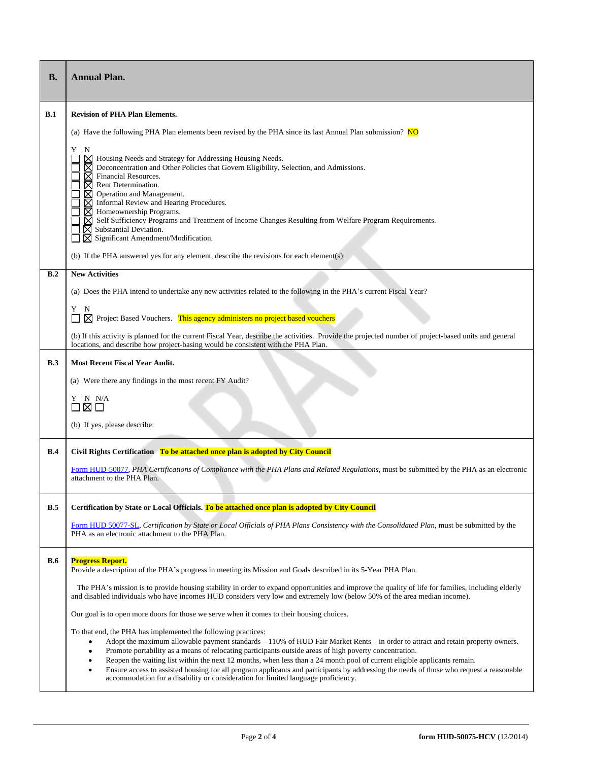| B. | **Annual Plan.** |
|---|---|
| **B.1** | **Revision of PHA Plan Elements.**<br><br>(a) Have the following PHA Plan elements been revised by the PHA since its last Annual Plan submission? NO<br><br>Y N<br>☐ ☒ Housing Needs and Strategy for Addressing Housing Needs.<br>☐ ☒ Deconcentration and Other Policies that Govern Eligibility, Selection, and Admissions.<br>☐ ☒ Financial Resources.<br>☐ ☒ Rent Determination.<br>☐ ☒ Operation and Management.<br>☐ ☒ Informal Review and Hearing Procedures.<br>☐ ☒ Homeownership Programs.<br>☐ ☒ Self Sufficiency Programs and Treatment of Income Changes Resulting from Welfare Program Requirements.<br>☐ ☒ Substantial Deviation.<br>☐ ☒ Significant Amendment/Modification.<br><br>(b) If the PHA answered yes for any element, describe the revisions for each element(s): |
| **B.2** | **New Activities**<br><br>(a) Does the PHA intend to undertake any new activities related to the following in the PHA's current Fiscal Year?<br><br>Y N<br>☐ ☒ Project Based Vouchers. This agency administers no project based vouchers<br><br>(b) If this activity is planned for the current Fiscal Year, describe the activities. Provide the projected number of project-based units and general locations, and describe how project-basing would be consistent with the PHA Plan. |
| **B.3** | **Most Recent Fiscal Year Audit.**<br><br>(a) Were there any findings in the most recent FY Audit?<br><br>Y N N/A<br>☐ ☒ ☐<br><br>(b) If yes, please describe: |
| **B.4** | **Civil Rights Certification** **To be attached once plan is adopted by City Council**<br><br>Form HUD-50077, *PHA Certifications of Compliance with the PHA Plans and Related Regulations*, must be submitted by the PHA as an electronic attachment to the PHA Plan. |
| **B.5** | **Certification by State or Local Officials.** **To be attached once plan is adopted by City Council**<br><br>Form HUD 50077-SL, *Certification by State or Local Officials of PHA Plans Consistency with the Consolidated Plan*, must be submitted by the PHA as an electronic attachment to the PHA Plan. |
| **B.6** | **Progress Report.**<br>Provide a description of the PHA's progress in meeting its Mission and Goals described in its 5-Year PHA Plan.<br><br>The PHA's mission is to provide housing stability in order to expand opportunities and improve the quality of life for families, including elderly and disabled individuals who have incomes HUD considers very low and extremely low (below 50% of the area median income).<br><br>Our goal is to open more doors for those we serve when it comes to their housing choices.<br><br>To that end, the PHA has implemented the following practices:<br>• Adopt the maximum allowable payment standards – 110% of HUD Fair Market Rents – in order to attract and retain property owners.<br>• Promote portability as a means of relocating participants outside areas of high poverty concentration.<br>• Reopen the waiting list within the next 12 months, when less than a 24 month pool of current eligible applicants remain.<br>• Ensure access to assisted housing for all program applicants and participants by addressing the needs of those who request a reasonable accommodation for a disability or consideration for limited language proficiency. |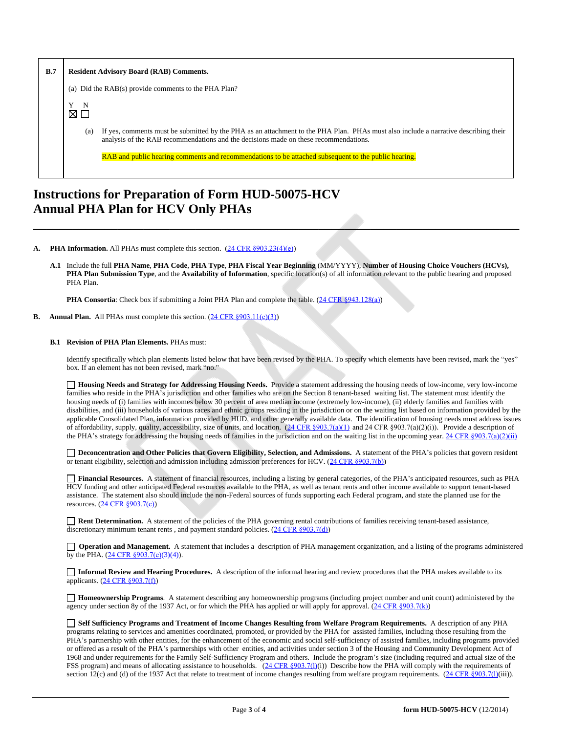| B.7 | **Resident Advisory Board (RAB) Comments.** |
|---|---|
| | (a) Did the RAB(s) provide comments to the PHA Plan?<br><br>Y N<br>☒ ☐<br><br>(a) If yes, comments must be submitted by the PHA as an attachment to the PHA Plan. PHAs must also include a narrative describing their analysis of the RAB recommendations and the decisions made on these recommendations.<br><br>RAB and public hearing comments and recommendations to be attached subsequent to the public hearing. |

# Instructions for Preparation of Form HUD-50075-HCV Annual PHA Plan for HCV Only PHAs

**A. PHA Information.** All PHAs must complete this section. (24 CFR §903.23(4)(e))

**A.1** Include the full **PHA Name**, **PHA Code**, **PHA Type**, **PHA Fiscal Year Beginning** (MM/YYYY), **Number of Housing Choice Vouchers (HCVs), PHA Plan Submission Type**, and the **Availability of Information**, specific location(s) of all information relevant to the public hearing and proposed PHA Plan.

**PHA Consortia**: Check box if submitting a Joint PHA Plan and complete the table. (24 CFR §943.128(a))

**B. Annual Plan.** All PHAs must complete this section. (24 CFR §903.11(c)(3))

**B.1 Revision of PHA Plan Elements.** PHAs must:

Identify specifically which plan elements listed below that have been revised by the PHA. To specify which elements have been revised, mark the "yes" box. If an element has not been revised, mark "no."

☐ **Housing Needs and Strategy for Addressing Housing Needs.** Provide a statement addressing the housing needs of low-income, very low-income families who reside in the PHA's jurisdiction and other families who are on the Section 8 tenant-based waiting list. The statement must identify the housing needs of (i) families with incomes below 30 percent of area median income (extremely low-income), (ii) elderly families and families with disabilities, and (iii) households of various races and ethnic groups residing in the jurisdiction or on the waiting list based on information provided by the applicable Consolidated Plan, information provided by HUD, and other generally available data. The identification of housing needs must address issues of affordability, supply, quality, accessibility, size of units, and location. (24 CFR §903.7(a)(1) and 24 CFR §903.7(a)(2)(i)). Provide a description of the PHA's strategy for addressing the housing needs of families in the jurisdiction and on the waiting list in the upcoming year. 24 CFR §903.7(a)(2)(ii)

☐ **Deconcentration and Other Policies that Govern Eligibility, Selection, and Admissions.** A statement of the PHA's policies that govern resident or tenant eligibility, selection and admission including admission preferences for HCV. (24 CFR §903.7(b))

☐ **Financial Resources.** A statement of financial resources, including a listing by general categories, of the PHA's anticipated resources, such as PHA HCV funding and other anticipated Federal resources available to the PHA, as well as tenant rents and other income available to support tenant-based assistance. The statement also should include the non-Federal sources of funds supporting each Federal program, and state the planned use for the resources. (24 CFR §903.7(c))

☐ **Rent Determination.** A statement of the policies of the PHA governing rental contributions of families receiving tenant-based assistance, discretionary minimum tenant rents , and payment standard policies. (24 CFR §903.7(d))

☐ **Operation and Management.** A statement that includes a description of PHA management organization, and a listing of the programs administered by the PHA. (24 CFR §903.7(e)(3)(4)).

☐ **Informal Review and Hearing Procedures.** A description of the informal hearing and review procedures that the PHA makes available to its applicants. (24 CFR §903.7(f))

☐ **Homeownership Programs**. A statement describing any homeownership programs (including project number and unit count) administered by the agency under section 8y of the 1937 Act, or for which the PHA has applied or will apply for approval. (24 CFR §903.7(k))

☐ **Self Sufficiency Programs and Treatment of Income Changes Resulting from Welfare Program Requirements.** A description of any PHA programs relating to services and amenities coordinated, promoted, or provided by the PHA for assisted families, including those resulting from the PHA's partnership with other entities, for the enhancement of the economic and social self-sufficiency of assisted families, including programs provided or offered as a result of the PHA's partnerships with other entities, and activities under section 3 of the Housing and Community Development Act of 1968 and under requirements for the Family Self-Sufficiency Program and others. Include the program's size (including required and actual size of the FSS program) and means of allocating assistance to households. (24 CFR §903.7(l)(i)) Describe how the PHA will comply with the requirements of section 12(c) and (d) of the 1937 Act that relate to treatment of income changes resulting from welfare program requirements. (24 CFR §903.7(l)(iii)).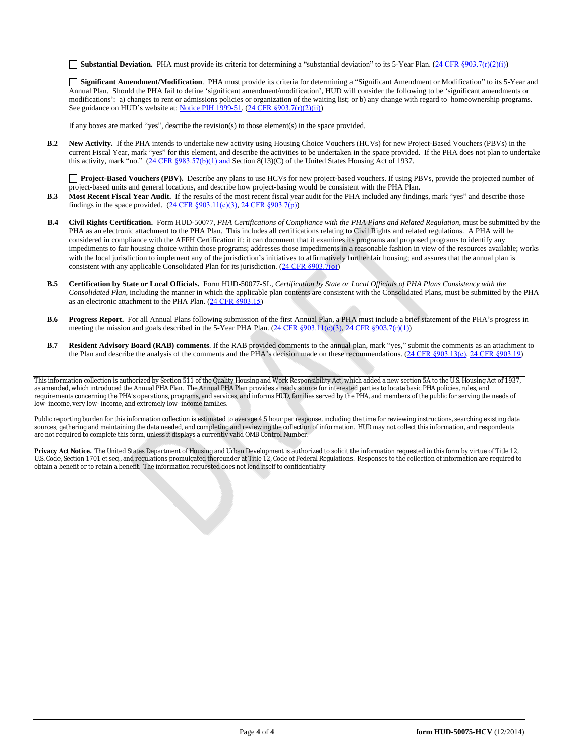☐ **Substantial Deviation.** PHA must provide its criteria for determining a "substantial deviation" to its 5-Year Plan. (24 CFR §903.7(r)(2)(i))

☐ **Significant Amendment/Modification**. PHA must provide its criteria for determining a "Significant Amendment or Modification" to its 5-Year and Annual Plan. Should the PHA fail to define 'significant amendment/modification', HUD will consider the following to be 'significant amendments or modifications': a) changes to rent or admissions policies or organization of the waiting list; or b) any change with regard to homeownership programs. See guidance on HUD's website at: Notice PIH 1999-51. (24 CFR §903.7(r)(2)(ii))

If any boxes are marked "yes", describe the revision(s) to those element(s) in the space provided.

**B.2** **New Activity.** If the PHA intends to undertake new activity using Housing Choice Vouchers (HCVs) for new Project-Based Vouchers (PBVs) in the current Fiscal Year, mark "yes" for this element, and describe the activities to be undertaken in the space provided. If the PHA does not plan to undertake this activity, mark "no." (24 CFR §983.57(b)(1) and Section 8(13)(C) of the United States Housing Act of 1937.

☐ **Project-Based Vouchers (PBV).** Describe any plans to use HCVs for new project-based vouchers. If using PBVs, provide the projected number of project-based units and general locations, and describe how project-basing would be consistent with the PHA Plan.

**B.3** **Most Recent Fiscal Year Audit.** If the results of the most recent fiscal year audit for the PHA included any findings, mark "yes" and describe those findings in the space provided. (24 CFR §903.11(c)(3), 24 CFR §903.7(p))

**B.4** **Civil Rights Certification.** Form HUD-50077, *PHA Certifications of Compliance with the PHA Plans and Related Regulation*, must be submitted by the PHA as an electronic attachment to the PHA Plan. This includes all certifications relating to Civil Rights and related regulations. A PHA will be considered in compliance with the AFFH Certification if: it can document that it examines its programs and proposed programs to identify any impediments to fair housing choice within those programs; addresses those impediments in a reasonable fashion in view of the resources available; works with the local jurisdiction to implement any of the jurisdiction's initiatives to affirmatively further fair housing; and assures that the annual plan is consistent with any applicable Consolidated Plan for its jurisdiction. (24 CFR §903.7(o))

**B.5** **Certification by State or Local Officials.** Form HUD-50077-SL, *Certification by State or Local Officials of PHA Plans Consistency with the Consolidated Plan*, including the manner in which the applicable plan contents are consistent with the Consolidated Plans, must be submitted by the PHA as an electronic attachment to the PHA Plan. (24 CFR §903.15)

**B.6** **Progress Report.** For all Annual Plans following submission of the first Annual Plan, a PHA must include a brief statement of the PHA's progress in meeting the mission and goals described in the 5-Year PHA Plan. (24 CFR §903.11(c)(3), 24 CFR §903.7(r)(1))

**B.7** **Resident Advisory Board (RAB) comments**. If the RAB provided comments to the annual plan, mark "yes," submit the comments as an attachment to the Plan and describe the analysis of the comments and the PHA's decision made on these recommendations. (24 CFR §903.13(c), 24 CFR §903.19)

---

This information collection is authorized by Section 511 of the Quality Housing and Work Responsibility Act, which added a new section 5A to the U.S. Housing Act of 1937, as amended, which introduced the Annual PHA Plan. The Annual PHA Plan provides a ready source for interested parties to locate basic PHA policies, rules, and requirements concerning the PHA's operations, programs, and services, and informs HUD, families served by the PHA, and members of the public for serving the needs of low- income, very low- income, and extremely low- income families.

Public reporting burden for this information collection is estimated to average 4.5 hour per response, including the time for reviewing instructions, searching existing data sources, gathering and maintaining the data needed, and completing and reviewing the collection of information. HUD may not collect this information, and respondents are not required to complete this form, unless it displays a currently valid OMB Control Number.

**Privacy Act Notice.** The United States Department of Housing and Urban Development is authorized to solicit the information requested in this form by virtue of Title 12, U.S. Code, Section 1701 et seq., and regulations promulgated thereunder at Title 12, Code of Federal Regulations. Responses to the collection of information are required to obtain a benefit or to retain a benefit. The information requested does not lend itself to confidentiality